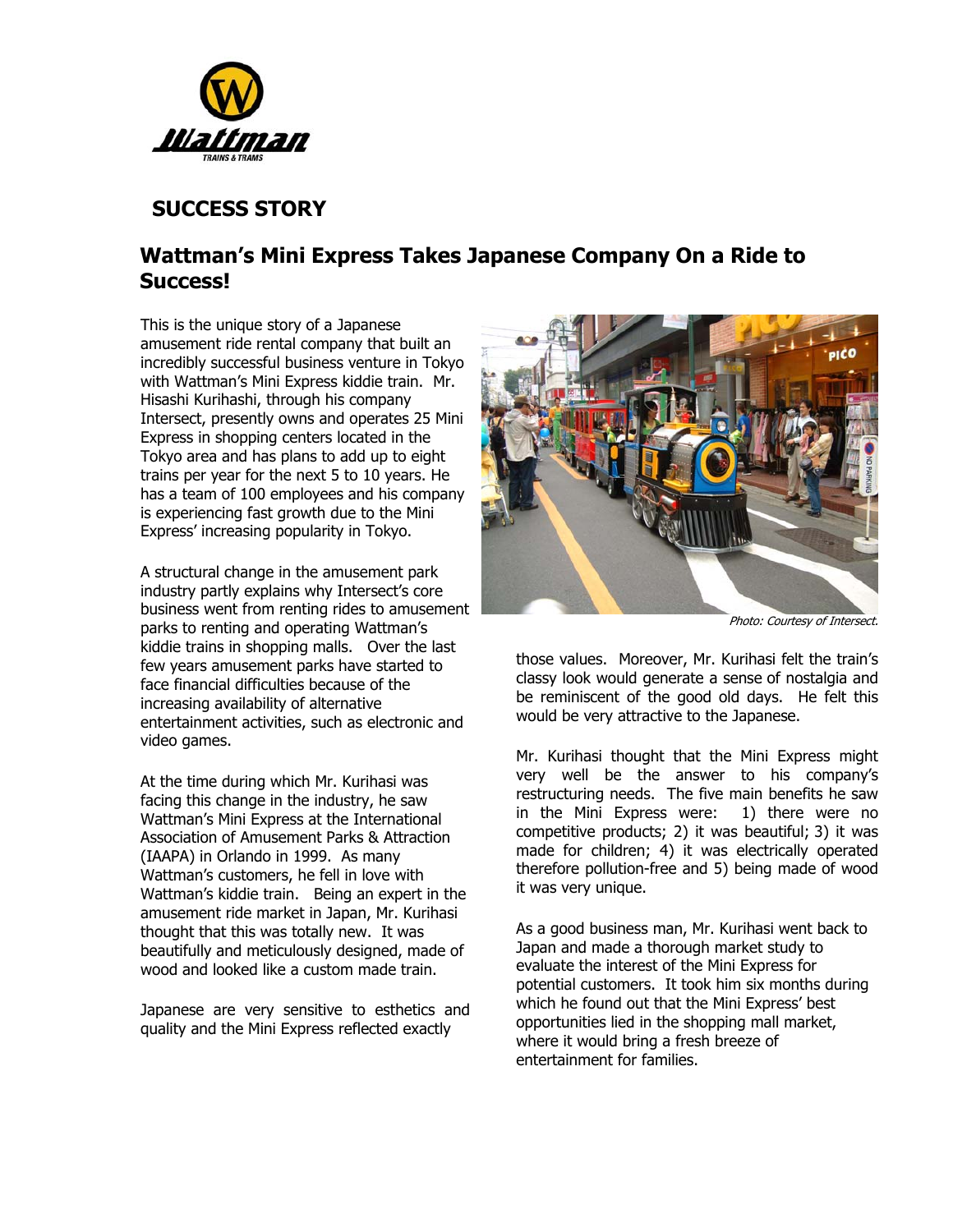Wattman
TRAINS & TRAMS

## SUCCESS STORY

# Wattman's Mini Express Takes Japanese Company On a Ride to Success!

This is the unique story of a Japanese amusement ride rental company that built an incredibly successful business venture in Tokyo with Wattman's Mini Express kiddie train. Mr. Hisashi Kurihashi, through his company Intersect, presently owns and operates 25 Mini Express in shopping centers located in the Tokyo area and has plans to add up to eight trains per year for the next 5 to 10 years. He has a team of 100 employees and his company is experiencing fast growth due to the Mini Express' increasing popularity in Tokyo.

A structural change in the amusement park industry partly explains why Intersect's core business went from renting rides to amusement parks to renting and operating Wattman's kiddie trains in shopping malls. Over the last few years amusement parks have started to face financial difficulties because of the increasing availability of alternative entertainment activities, such as electronic and video games.

At the time during which Mr. Kurihasi was facing this change in the industry, he saw Wattman's Mini Express at the International Association of Amusement Parks & Attraction (IAAPA) in Orlando in 1999. As many Wattman's customers, he fell in love with Wattman's kiddie train. Being an expert in the amusement ride market in Japan, Mr. Kurihasi thought that this was totally new. It was beautifully and meticulously designed, made of wood and looked like a custom made train.

Japanese are very sensitive to esthetics and quality and the Mini Express reflected exactly those values. Moreover, Mr. Kurihasi felt the train's classy look would generate a sense of nostalgia and be reminiscent of the good old days. He felt this would be very attractive to the Japanese.

*Photo: Courtesy of Intersect.*

Mr. Kurihasi thought that the Mini Express might very well be the answer to his company's restructuring needs. The five main benefits he saw in the Mini Express were: 1) there were no competitive products; 2) it was beautiful; 3) it was made for children; 4) it was electrically operated therefore pollution-free and 5) being made of wood it was very unique.

As a good business man, Mr. Kurihasi went back to Japan and made a thorough market study to evaluate the interest of the Mini Express for potential customers. It took him six months during which he found out that the Mini Express' best opportunities lied in the shopping mall market, where it would bring a fresh breeze of entertainment for families.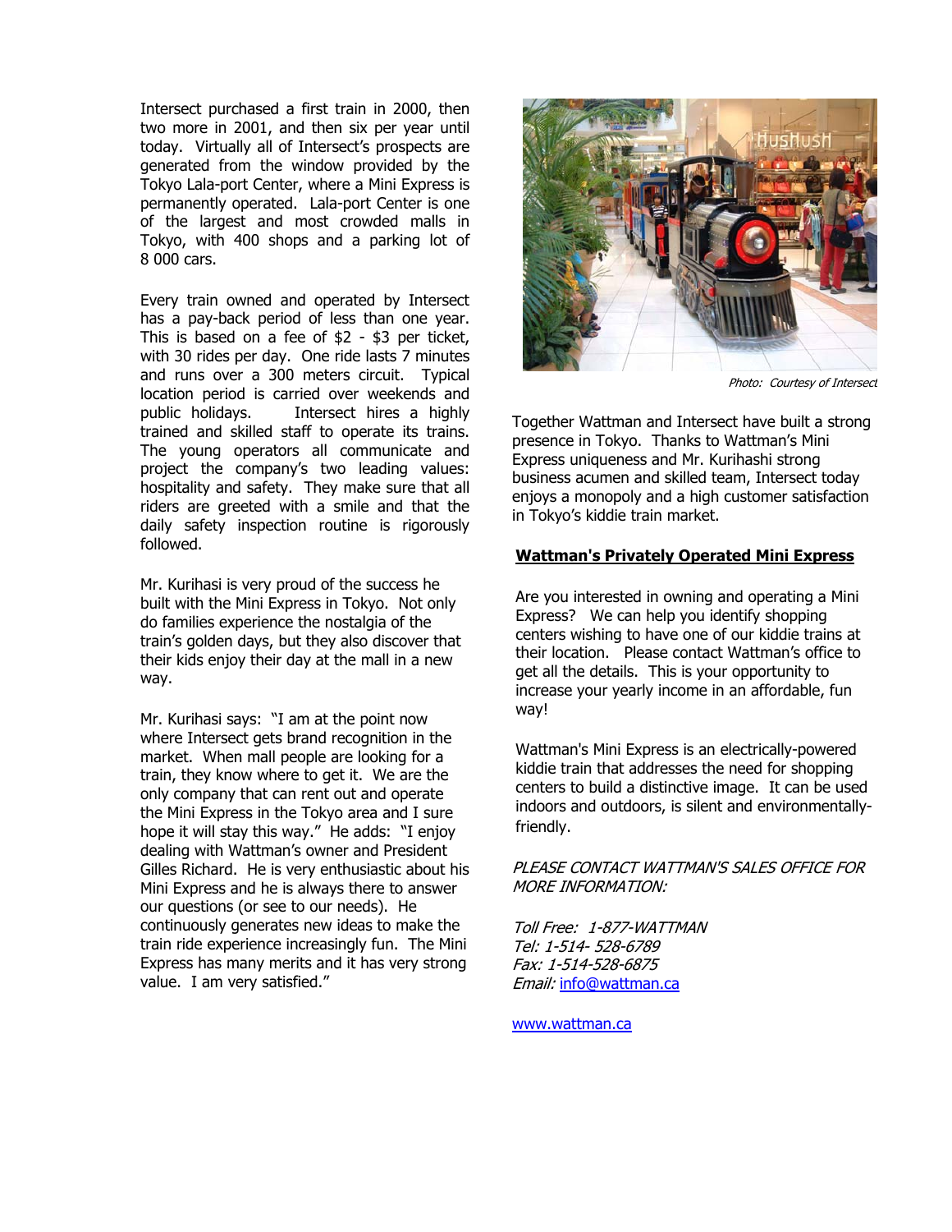Intersect purchased a first train in 2000, then two more in 2001, and then six per year until today. Virtually all of Intersect's prospects are generated from the window provided by the Tokyo Lala-port Center, where a Mini Express is permanently operated. Lala-port Center is one of the largest and most crowded malls in Tokyo, with 400 shops and a parking lot of 8 000 cars.

Every train owned and operated by Intersect has a pay-back period of less than one year. This is based on a fee of $2 - $3 per ticket, with 30 rides per day. One ride lasts 7 minutes and runs over a 300 meters circuit. Typical location period is carried over weekends and public holidays. Intersect hires a highly trained and skilled staff to operate its trains. The young operators all communicate and project the company's two leading values: hospitality and safety. They make sure that all riders are greeted with a smile and that the daily safety inspection routine is rigorously followed.

Mr. Kurihasi is very proud of the success he built with the Mini Express in Tokyo. Not only do families experience the nostalgia of the train's golden days, but they also discover that their kids enjoy their day at the mall in a new way.

Mr. Kurihasi says: "I am at the point now where Intersect gets brand recognition in the market. When mall people are looking for a train, they know where to get it. We are the only company that can rent out and operate the Mini Express in the Tokyo area and I sure hope it will stay this way." He adds: "I enjoy dealing with Wattman's owner and President Gilles Richard. He is very enthusiastic about his Mini Express and he is always there to answer our questions (or see to our needs). He continuously generates new ideas to make the train ride experience increasingly fun. The Mini Express has many merits and it has very strong value. I am very satisfied."

*Photo: Courtesy of Intersect*

Together Wattman and Intersect have built a strong presence in Tokyo. Thanks to Wattman's Mini Express uniqueness and Mr. Kurihashi strong business acumen and skilled team, Intersect today enjoys a monopoly and a high customer satisfaction in Tokyo's kiddie train market.

## Wattman's Privately Operated Mini Express

Are you interested in owning and operating a Mini Express? We can help you identify shopping centers wishing to have one of our kiddie trains at their location. Please contact Wattman's office to get all the details. This is your opportunity to increase your yearly income in an affordable, fun way!

Wattman's Mini Express is an electrically-powered kiddie train that addresses the need for shopping centers to build a distinctive image. It can be used indoors and outdoors, is silent and environmentally-friendly.

*PLEASE CONTACT WATTMAN'S SALES OFFICE FOR MORE INFORMATION:*

*Toll Free: 1-877-WATTMAN*
*Tel: 1-514- 528-6789*
*Fax: 1-514-528-6875*
*Email:* info@wattman.ca

www.wattman.ca